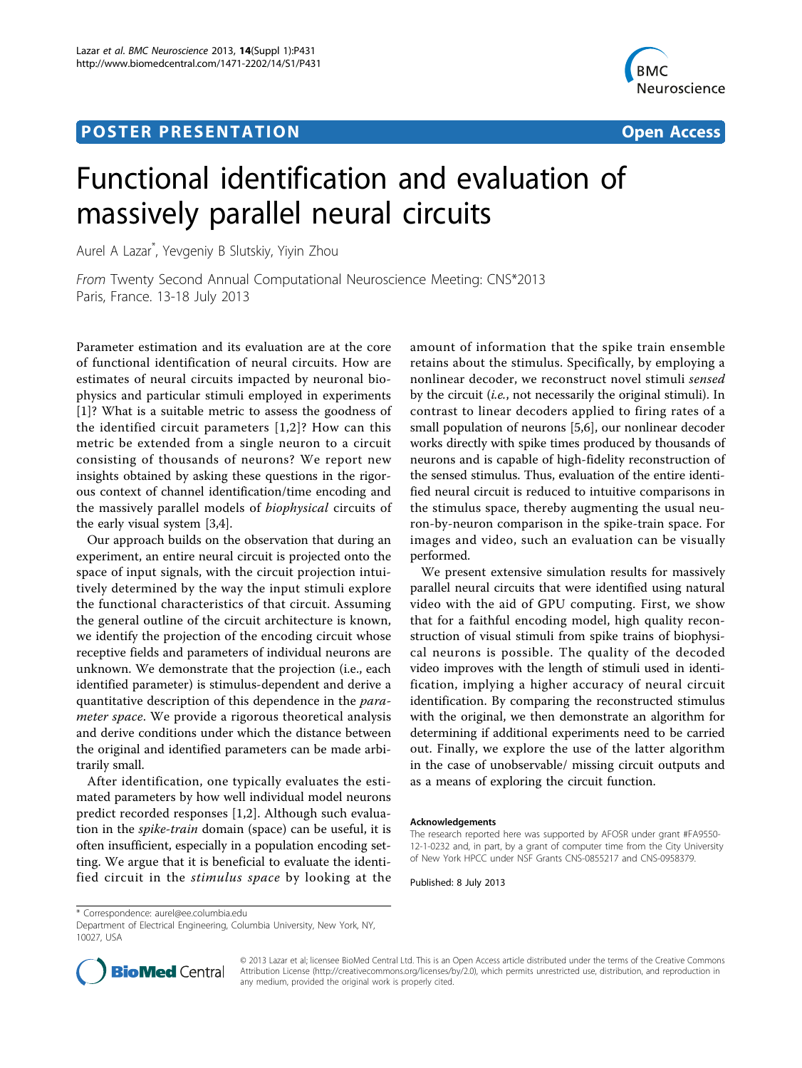POSTER PRESENTATION

Open Access

# Functional identification and evaluation of massively parallel neural circuits

Aurel A Lazar*, Yevgeniy B Slutskiy, Yiyin Zhou

*From* Twenty Second Annual Computational Neuroscience Meeting: CNS*2013
Paris, France. 13-18 July 2013

Parameter estimation and its evaluation are at the core of functional identification of neural circuits. How are estimates of neural circuits impacted by neuronal biophysics and particular stimuli employed in experiments [1]? What is a suitable metric to assess the goodness of the identified circuit parameters [1,2]? How can this metric be extended from a single neuron to a circuit consisting of thousands of neurons? We report new insights obtained by asking these questions in the rigorous context of channel identification/time encoding and the massively parallel models of *biophysical* circuits of the early visual system [3,4].

Our approach builds on the observation that during an experiment, an entire neural circuit is projected onto the space of input signals, with the circuit projection intuitively determined by the way the input stimuli explore the functional characteristics of that circuit. Assuming the general outline of the circuit architecture is known, we identify the projection of the encoding circuit whose receptive fields and parameters of individual neurons are unknown. We demonstrate that the projection (i.e., each identified parameter) is stimulus-dependent and derive a quantitative description of this dependence in the *parameter space*. We provide a rigorous theoretical analysis and derive conditions under which the distance between the original and identified parameters can be made arbitrarily small.

After identification, one typically evaluates the estimated parameters by how well individual model neurons predict recorded responses [1,2]. Although such evaluation in the *spike-train* domain (space) can be useful, it is often insufficient, especially in a population encoding setting. We argue that it is beneficial to evaluate the identified circuit in the *stimulus space* by looking at the amount of information that the spike train ensemble retains about the stimulus. Specifically, by employing a nonlinear decoder, we reconstruct novel stimuli *sensed* by the circuit (*i.e.*, not necessarily the original stimuli). In contrast to linear decoders applied to firing rates of a small population of neurons [5,6], our nonlinear decoder works directly with spike times produced by thousands of neurons and is capable of high-fidelity reconstruction of the sensed stimulus. Thus, evaluation of the entire identified neural circuit is reduced to intuitive comparisons in the stimulus space, thereby augmenting the usual neuron-by-neuron comparison in the spike-train space. For images and video, such an evaluation can be visually performed.

We present extensive simulation results for massively parallel neural circuits that were identified using natural video with the aid of GPU computing. First, we show that for a faithful encoding model, high quality reconstruction of visual stimuli from spike trains of biophysical neurons is possible. The quality of the decoded video improves with the length of stimuli used in identification, implying a higher accuracy of neural circuit identification. By comparing the reconstructed stimulus with the original, we then demonstrate an algorithm for determining if additional experiments need to be carried out. Finally, we explore the use of the latter algorithm in the case of unobservable/ missing circuit outputs and as a means of exploring the circuit function.

### Acknowledgements

The research reported here was supported by AFOSR under grant #FA9550-12-1-0232 and, in part, by a grant of computer time from the City University of New York HPCC under NSF Grants CNS-0855217 and CNS-0958379.

Published: 8 July 2013

* Correspondence: aurel@ee.columbia.edu
Department of Electrical Engineering, Columbia University, New York, NY, 10027, USA

© 2013 Lazar et al; licensee BioMed Central Ltd. This is an Open Access article distributed under the terms of the Creative Commons Attribution License (http://creativecommons.org/licenses/by/2.0), which permits unrestricted use, distribution, and reproduction in any medium, provided the original work is properly cited.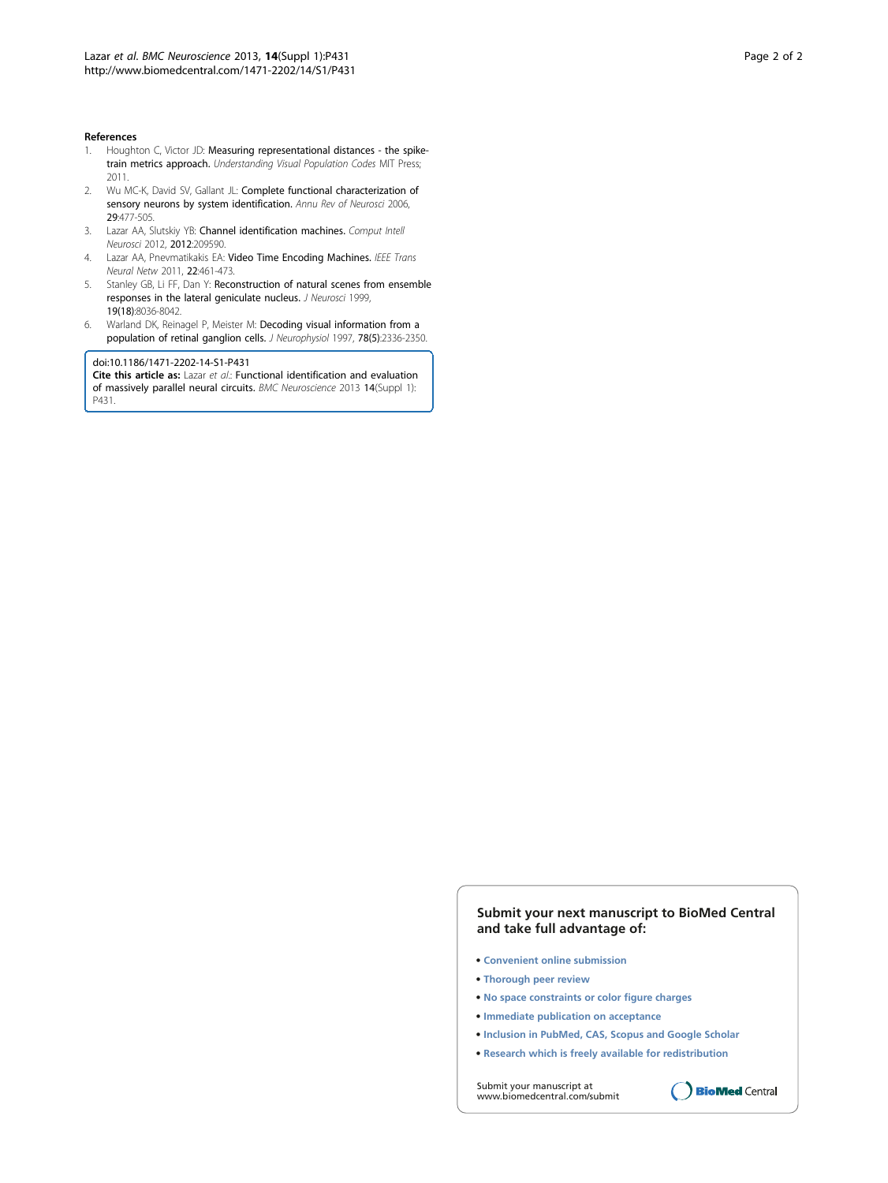## References

1. Houghton C, Victor JD: **Measuring representational distances - the spike-train metrics approach.** *Understanding Visual Population Codes* MIT Press; 2011.
2. Wu MC-K, David SV, Gallant JL: **Complete functional characterization of sensory neurons by system identification.** *Annu Rev of Neurosci* 2006, **29**:477-505.
3. Lazar AA, Slutskiy YB: **Channel identification machines.** *Comput Intell Neurosci* 2012, **2012**:209590.
4. Lazar AA, Pnevmatikakis EA: **Video Time Encoding Machines.** *IEEE Trans Neural Netw* 2011, **22**:461-473.
5. Stanley GB, Li FF, Dan Y: **Reconstruction of natural scenes from ensemble responses in the lateral geniculate nucleus.** *J Neurosci* 1999, **19(18)**:8036-8042.
6. Warland DK, Reinagel P, Meister M: **Decoding visual information from a population of retinal ganglion cells.** *J Neurophysiol* 1997, **78(5)**:2336-2350.

doi:10.1186/1471-2202-14-S1-P431
**Cite this article as:** Lazar *et al.*: Functional identification and evaluation of massively parallel neural circuits. *BMC Neuroscience* 2013 **14**(Suppl 1): P431.

**Submit your next manuscript to BioMed Central and take full advantage of:**

- **Convenient online submission**
- **Thorough peer review**
- **No space constraints or color figure charges**
- **Immediate publication on acceptance**
- **Inclusion in PubMed, CAS, Scopus and Google Scholar**
- **Research which is freely available for redistribution**

Submit your manuscript at www.biomedcentral.com/submit

BioMed Central